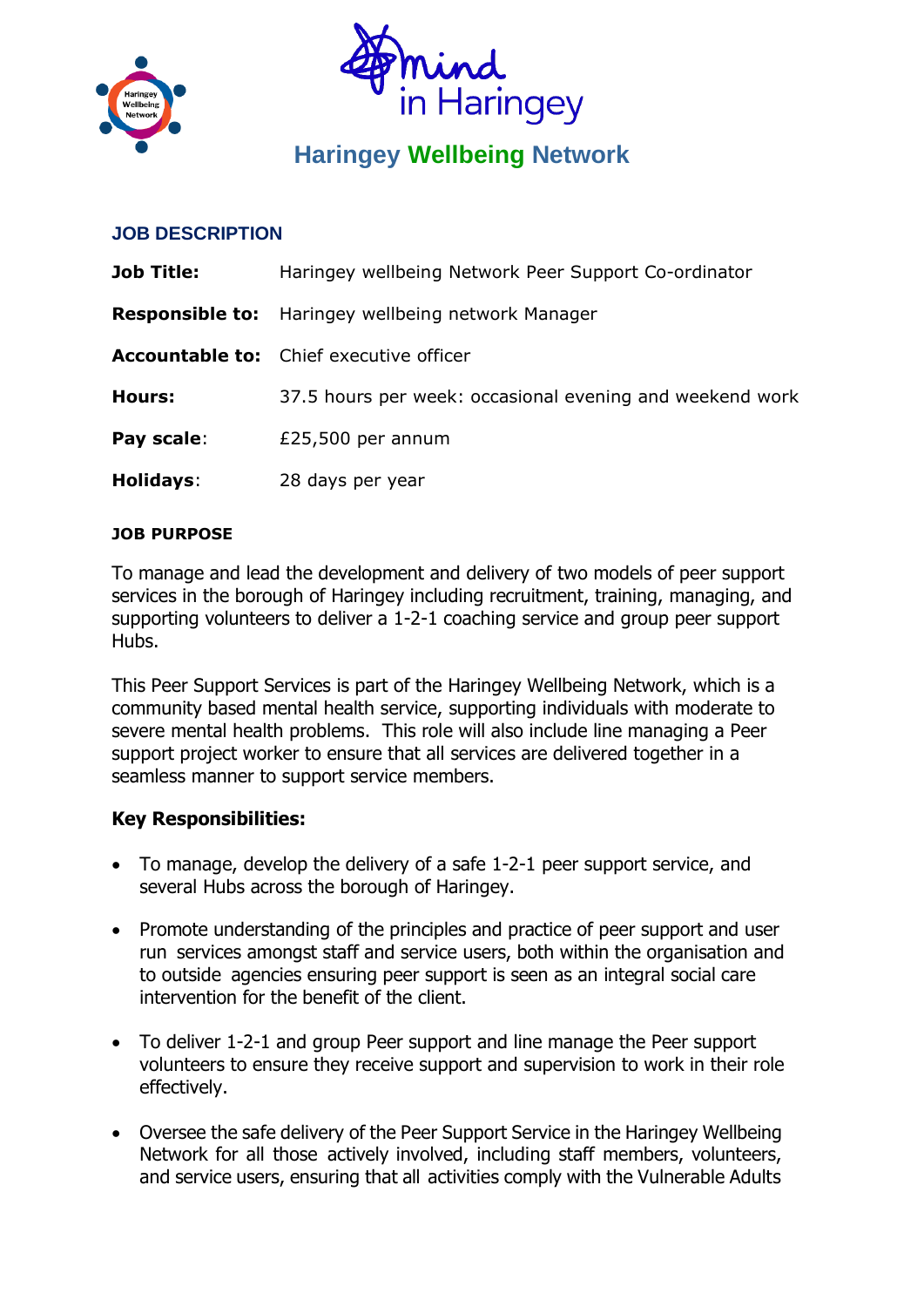# Haringey Wellbeing Network

## JOB DESCRIPTION

| | |
|---|---|
| **Job Title:** | Haringey wellbeing Network Peer Support Co-ordinator |
| **Responsible to:** | Haringey wellbeing network Manager |
| **Accountable to:** | Chief executive officer |
| **Hours:** | 37.5 hours per week: occasional evening and weekend work |
| **Pay scale**: | £25,500 per annum |
| **Holidays**: | 28 days per year |

### JOB PURPOSE

To manage and lead the development and delivery of two models of peer support services in the borough of Haringey including recruitment, training, managing, and supporting volunteers to deliver a 1-2-1 coaching service and group peer support Hubs.

This Peer Support Services is part of the Haringey Wellbeing Network, which is a community based mental health service, supporting individuals with moderate to severe mental health problems. This role will also include line managing a Peer support project worker to ensure that all services are delivered together in a seamless manner to support service members.

### Key Responsibilities:

- To manage, develop the delivery of a safe 1-2-1 peer support service, and several Hubs across the borough of Haringey.
- Promote understanding of the principles and practice of peer support and user run services amongst staff and service users, both within the organisation and to outside agencies ensuring peer support is seen as an integral social care intervention for the benefit of the client.
- To deliver 1-2-1 and group Peer support and line manage the Peer support volunteers to ensure they receive support and supervision to work in their role effectively.
- Oversee the safe delivery of the Peer Support Service in the Haringey Wellbeing Network for all those actively involved, including staff members, volunteers, and service users, ensuring that all activities comply with the Vulnerable Adults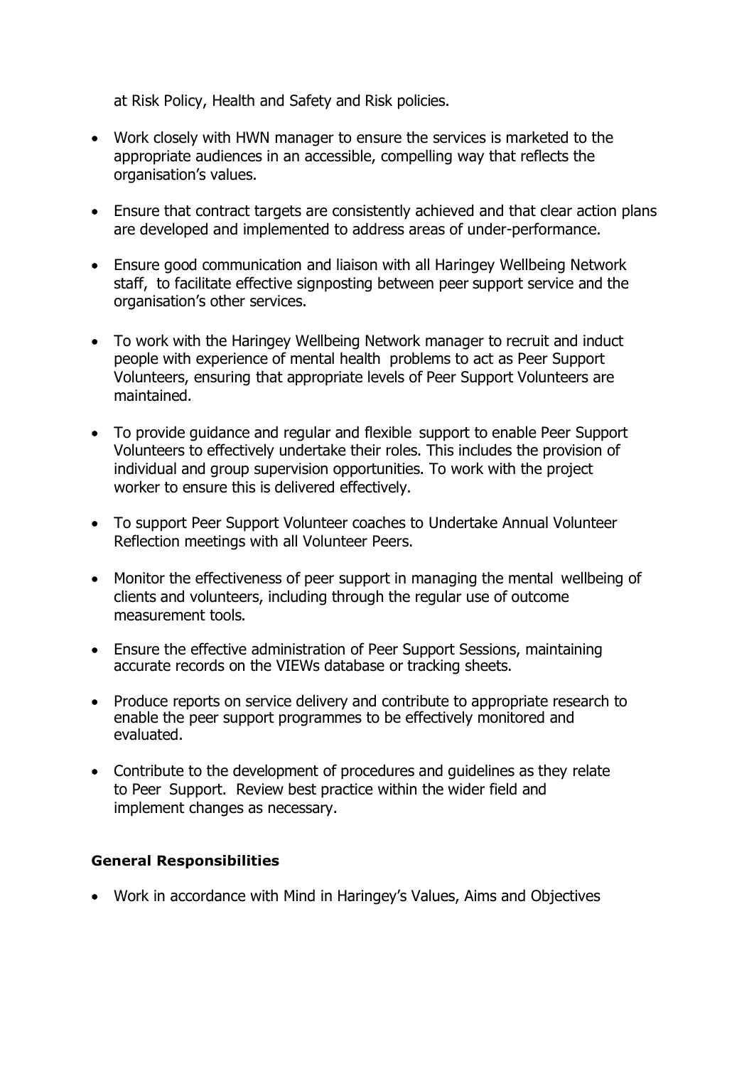at Risk Policy, Health and Safety and Risk policies.

- Work closely with HWN manager to ensure the services is marketed to the appropriate audiences in an accessible, compelling way that reflects the organisation's values.
- Ensure that contract targets are consistently achieved and that clear action plans are developed and implemented to address areas of under-performance.
- Ensure good communication and liaison with all Haringey Wellbeing Network staff, to facilitate effective signposting between peer support service and the organisation's other services.
- To work with the Haringey Wellbeing Network manager to recruit and induct people with experience of mental health problems to act as Peer Support Volunteers, ensuring that appropriate levels of Peer Support Volunteers are maintained.
- To provide guidance and regular and flexible support to enable Peer Support Volunteers to effectively undertake their roles. This includes the provision of individual and group supervision opportunities. To work with the project worker to ensure this is delivered effectively.
- To support Peer Support Volunteer coaches to Undertake Annual Volunteer Reflection meetings with all Volunteer Peers.
- Monitor the effectiveness of peer support in managing the mental wellbeing of clients and volunteers, including through the regular use of outcome measurement tools.
- Ensure the effective administration of Peer Support Sessions, maintaining accurate records on the VIEWs database or tracking sheets.
- Produce reports on service delivery and contribute to appropriate research to enable the peer support programmes to be effectively monitored and evaluated.
- Contribute to the development of procedures and guidelines as they relate to Peer Support. Review best practice within the wider field and implement changes as necessary.

**General Responsibilities**

- Work in accordance with Mind in Haringey's Values, Aims and Objectives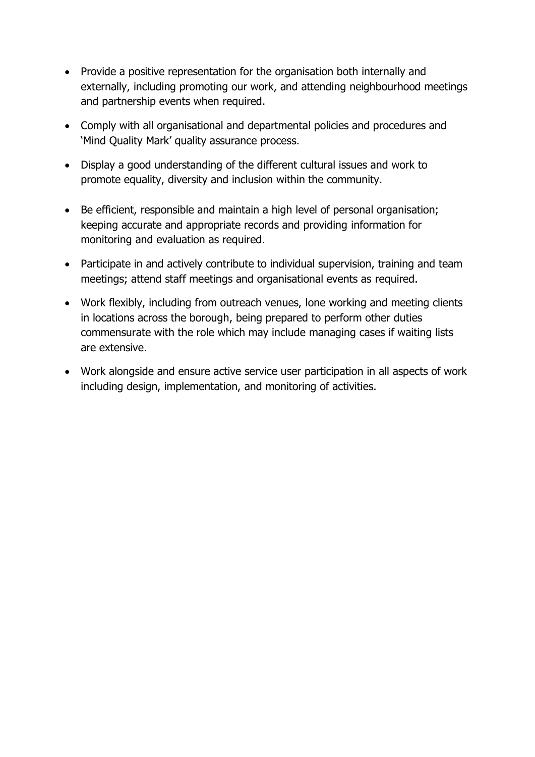- Provide a positive representation for the organisation both internally and externally, including promoting our work, and attending neighbourhood meetings and partnership events when required.
- Comply with all organisational and departmental policies and procedures and 'Mind Quality Mark' quality assurance process.
- Display a good understanding of the different cultural issues and work to promote equality, diversity and inclusion within the community.
- Be efficient, responsible and maintain a high level of personal organisation; keeping accurate and appropriate records and providing information for monitoring and evaluation as required.
- Participate in and actively contribute to individual supervision, training and team meetings; attend staff meetings and organisational events as required.
- Work flexibly, including from outreach venues, lone working and meeting clients in locations across the borough, being prepared to perform other duties commensurate with the role which may include managing cases if waiting lists are extensive.
- Work alongside and ensure active service user participation in all aspects of work including design, implementation, and monitoring of activities.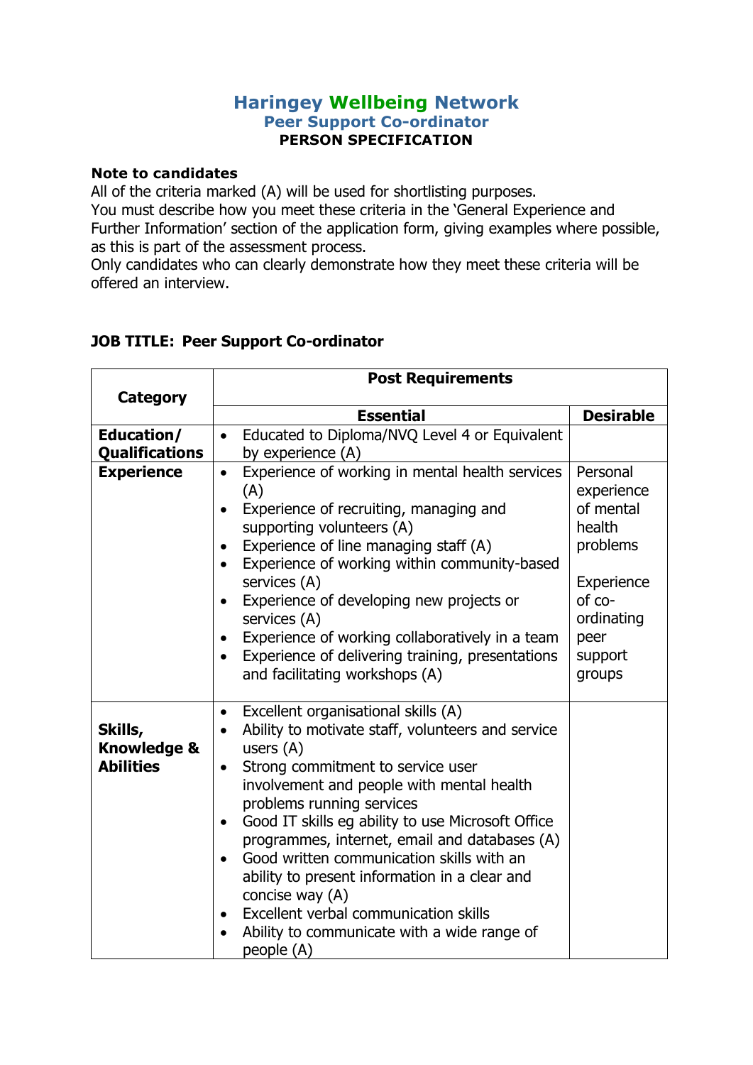# Haringey Wellbeing Network

## Peer Support Co-ordinator

### PERSON SPECIFICATION

**Note to candidates**

All of the criteria marked (A) will be used for shortlisting purposes.
You must describe how you meet these criteria in the 'General Experience and Further Information' section of the application form, giving examples where possible, as this is part of the assessment process.
Only candidates who can clearly demonstrate how they meet these criteria will be offered an interview.

**JOB TITLE: Peer Support Co-ordinator**

| Category | Post Requirements | |
|---|---|---|
| | **Essential** | **Desirable** |
| **Education/ Qualifications** | • Educated to Diploma/NVQ Level 4 or Equivalent by experience (A) | |
| **Experience** | • Experience of working in mental health services (A)<br>• Experience of recruiting, managing and supporting volunteers (A)<br>• Experience of line managing staff (A)<br>• Experience of working within community-based services (A)<br>• Experience of developing new projects or services (A)<br>• Experience of working collaboratively in a team<br>• Experience of delivering training, presentations and facilitating workshops (A) | Personal experience of mental health problems<br><br>Experience of co-ordinating peer support groups |
| **Skills, Knowledge & Abilities** | • Excellent organisational skills (A)<br>• Ability to motivate staff, volunteers and service users (A)<br>• Strong commitment to service user involvement and people with mental health problems running services<br>• Good IT skills eg ability to use Microsoft Office programmes, internet, email and databases (A)<br>• Good written communication skills with an ability to present information in a clear and concise way (A)<br>• Excellent verbal communication skills<br>• Ability to communicate with a wide range of people (A) | |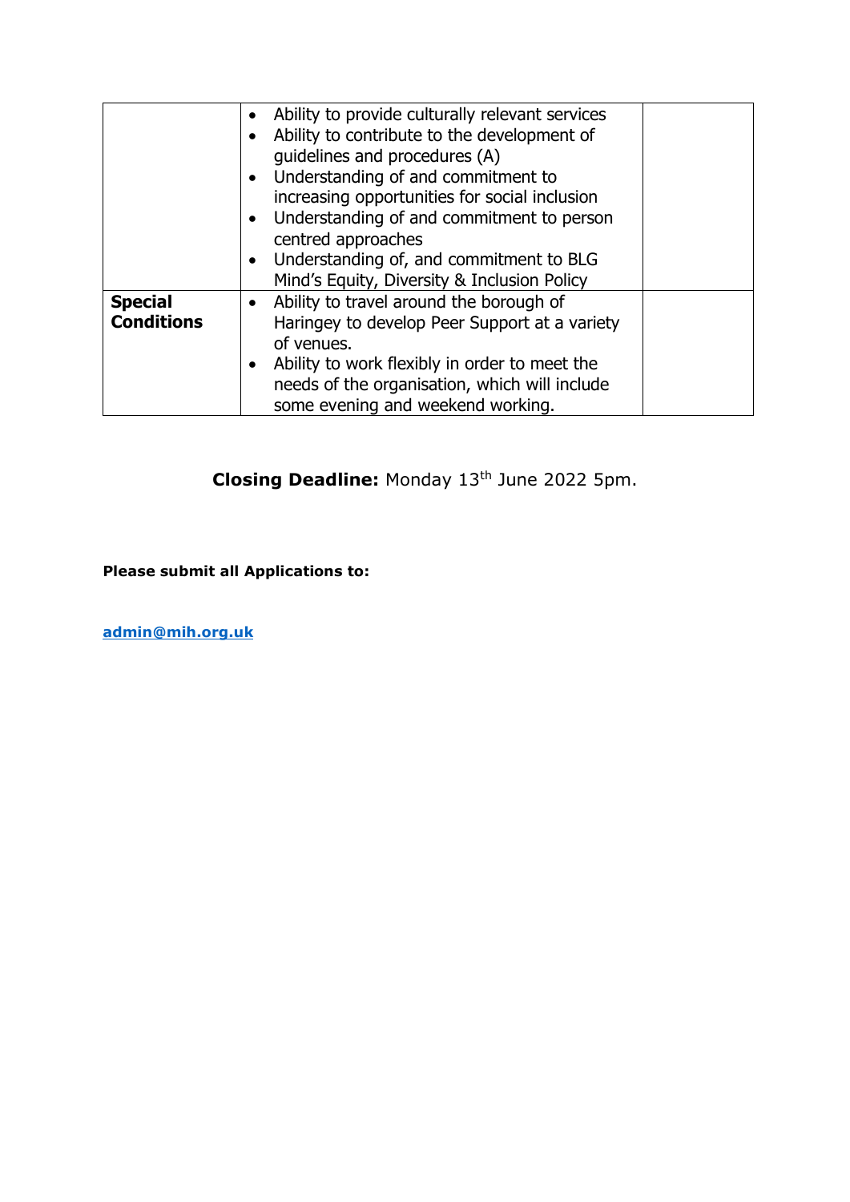| | | |
|---|---|---|
| | • Ability to provide culturally relevant services<br>• Ability to contribute to the development of guidelines and procedures (A)<br>• Understanding of and commitment to increasing opportunities for social inclusion<br>• Understanding of and commitment to person centred approaches<br>• Understanding of, and commitment to BLG Mind's Equity, Diversity & Inclusion Policy | |
| **Special Conditions** | • Ability to travel around the borough of Haringey to develop Peer Support at a variety of venues.<br>• Ability to work flexibly in order to meet the needs of the organisation, which will include some evening and weekend working. | |

**Closing Deadline:** Monday 13th June 2022 5pm.

**Please submit all Applications to:**

**admin@mih.org.uk**